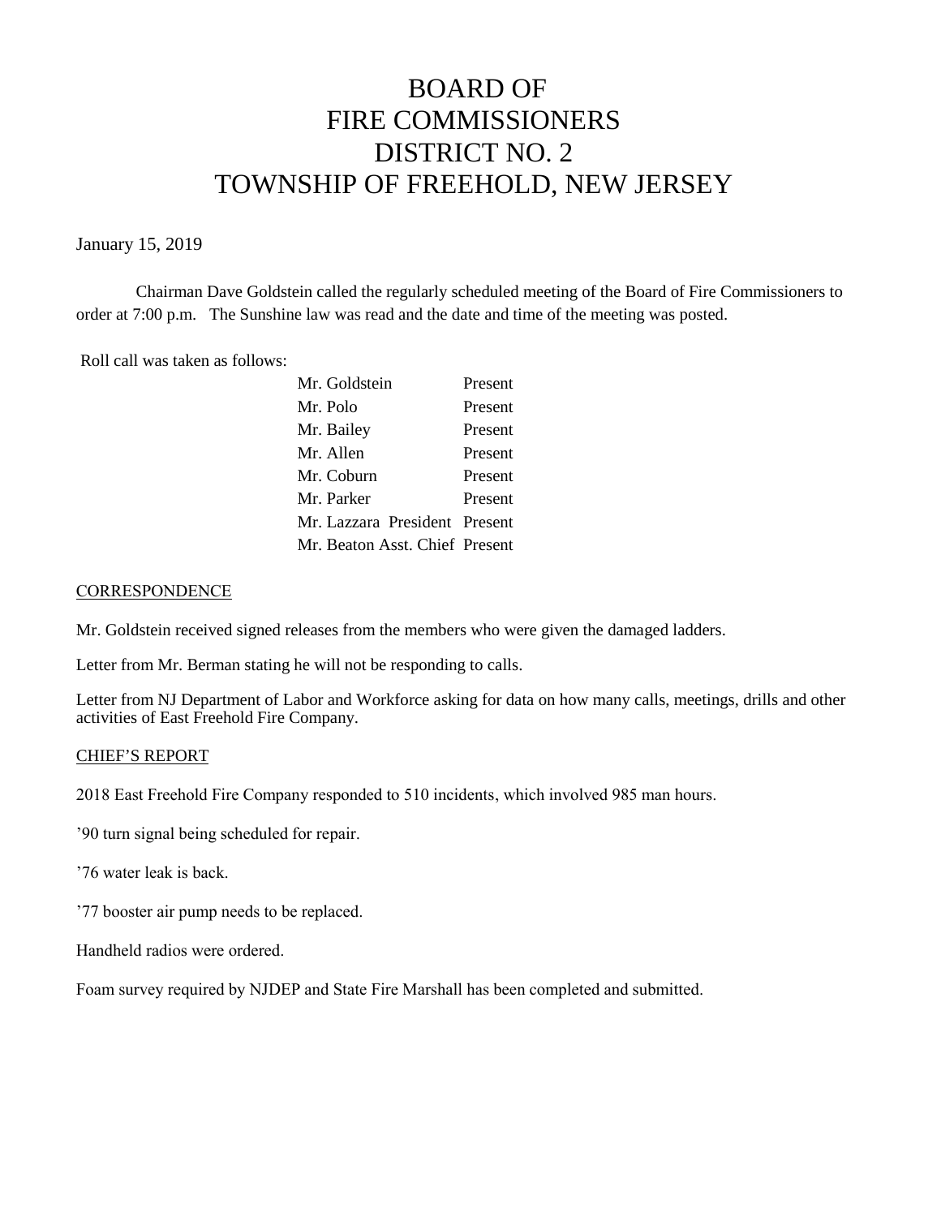# BOARD OF FIRE COMMISSIONERS DISTRICT NO. 2 TOWNSHIP OF FREEHOLD, NEW JERSEY

January 15, 2019

Chairman Dave Goldstein called the regularly scheduled meeting of the Board of Fire Commissioners to order at 7:00 p.m. The Sunshine law was read and the date and time of the meeting was posted.

Roll call was taken as follows:

| | |
|---|---|
| Mr. Goldstein | Present |
| Mr. Polo | Present |
| Mr. Bailey | Present |
| Mr. Allen | Present |
| Mr. Coburn | Present |
| Mr. Parker | Present |
| Mr. Lazzara President | Present |
| Mr. Beaton Asst. Chief | Present |

## CORRESPONDENCE

Mr. Goldstein received signed releases from the members who were given the damaged ladders.

Letter from Mr. Berman stating he will not be responding to calls.

Letter from NJ Department of Labor and Workforce asking for data on how many calls, meetings, drills and other activities of East Freehold Fire Company.

## CHIEF'S REPORT

2018 East Freehold Fire Company responded to 510 incidents, which involved 985 man hours.

'90 turn signal being scheduled for repair.

'76 water leak is back.

'77 booster air pump needs to be replaced.

Handheld radios were ordered.

Foam survey required by NJDEP and State Fire Marshall has been completed and submitted.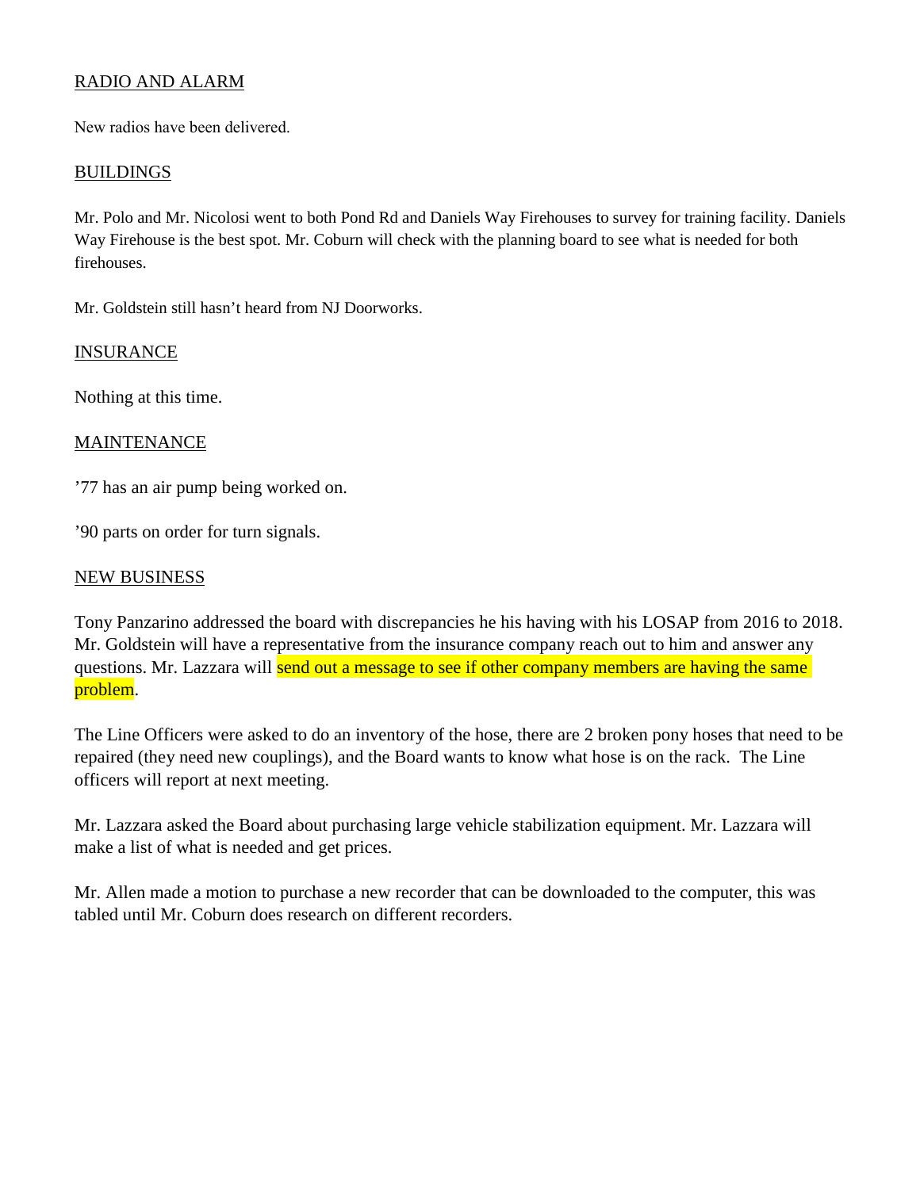RADIO AND ALARM

New radios have been delivered.

BUILDINGS

Mr. Polo and Mr. Nicolosi went to both Pond Rd and Daniels Way Firehouses to survey for training facility. Daniels Way Firehouse is the best spot. Mr. Coburn will check with the planning board to see what is needed for both firehouses.

Mr. Goldstein still hasn't heard from NJ Doorworks.

INSURANCE

Nothing at this time.

MAINTENANCE

'77 has an air pump being worked on.

'90 parts on order for turn signals.

NEW BUSINESS

Tony Panzarino addressed the board with discrepancies he his having with his LOSAP from 2016 to 2018. Mr. Goldstein will have a representative from the insurance company reach out to him and answer any questions. Mr. Lazzara will send out a message to see if other company members are having the same problem.

The Line Officers were asked to do an inventory of the hose, there are 2 broken pony hoses that need to be repaired (they need new couplings), and the Board wants to know what hose is on the rack. The Line officers will report at next meeting.

Mr. Lazzara asked the Board about purchasing large vehicle stabilization equipment. Mr. Lazzara will make a list of what is needed and get prices.

Mr. Allen made a motion to purchase a new recorder that can be downloaded to the computer, this was tabled until Mr. Coburn does research on different recorders.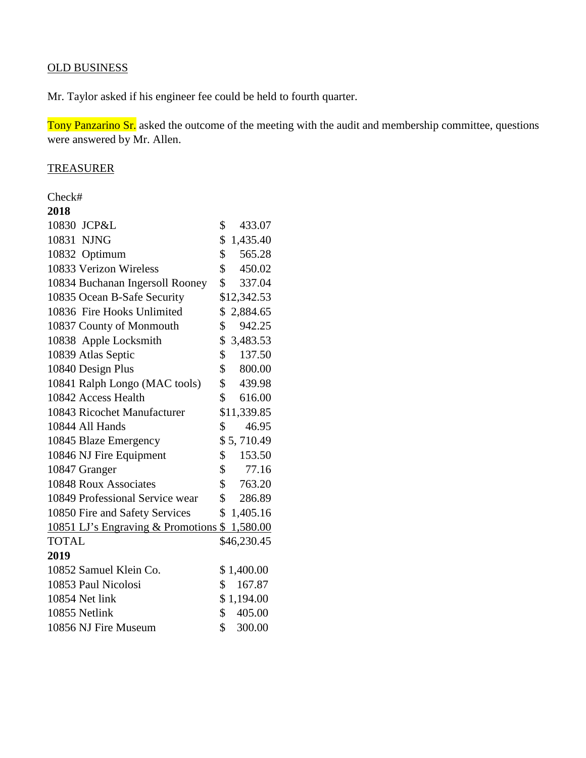OLD BUSINESS

Mr. Taylor asked if his engineer fee could be held to fourth quarter.

Tony Panzarino Sr. asked the outcome of the meeting with the audit and membership committee, questions were answered by Mr. Allen.

TREASURER

| Check# | |
|---|---|
| **2018** | |
| 10830 JCP&L | $ 433.07 |
| 10831 NJNG | $ 1,435.40 |
| 10832 Optimum | $ 565.28 |
| 10833 Verizon Wireless | $ 450.02 |
| 10834 Buchanan Ingersoll Rooney | $ 337.04 |
| 10835 Ocean B-Safe Security | $12,342.53 |
| 10836 Fire Hooks Unlimited | $ 2,884.65 |
| 10837 County of Monmouth | $ 942.25 |
| 10838 Apple Locksmith | $ 3,483.53 |
| 10839 Atlas Septic | $ 137.50 |
| 10840 Design Plus | $ 800.00 |
| 10841 Ralph Longo (MAC tools) | $ 439.98 |
| 10842 Access Health | $ 616.00 |
| 10843 Ricochet Manufacturer | $11,339.85 |
| 10844 All Hands | $ 46.95 |
| 10845 Blaze Emergency | $ 5, 710.49 |
| 10846 NJ Fire Equipment | $ 153.50 |
| 10847 Granger | $ 77.16 |
| 10848 Roux Associates | $ 763.20 |
| 10849 Professional Service wear | $ 286.89 |
| 10850 Fire and Safety Services | $ 1,405.16 |
| 10851 LJ's Engraving & Promotions | $ 1,580.00 |
| TOTAL | $46,230.45 |
| **2019** | |
| 10852 Samuel Klein Co. | $ 1,400.00 |
| 10853 Paul Nicolosi | $ 167.87 |
| 10854 Net link | $ 1,194.00 |
| 10855 Netlink | $ 405.00 |
| 10856 NJ Fire Museum | $ 300.00 |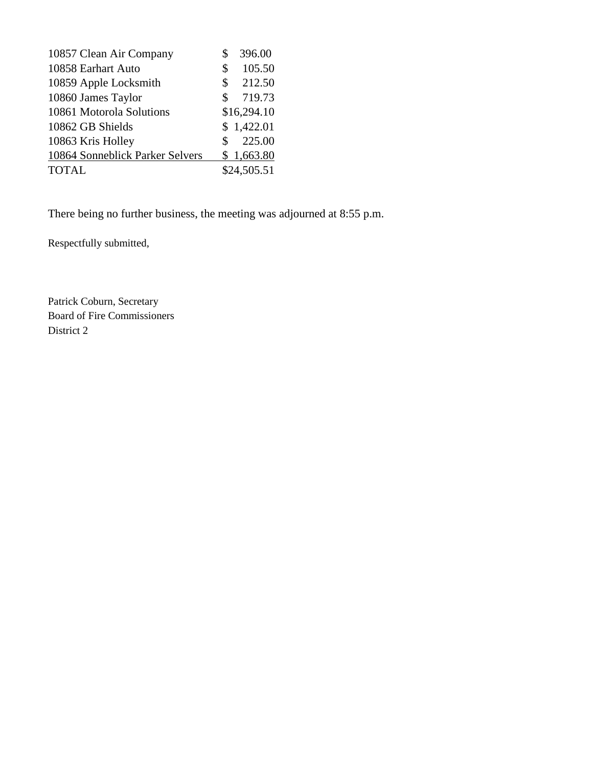| | |
|---|---|
| 10857 Clean Air Company | $ 396.00 |
| 10858 Earhart Auto | $ 105.50 |
| 10859 Apple Locksmith | $ 212.50 |
| 10860 James Taylor | $ 719.73 |
| 10861 Motorola Solutions | $16,294.10 |
| 10862 GB Shields | $ 1,422.01 |
| 10863 Kris Holley | $ 225.00 |
| 10864 Sonneblick Parker Selvers | $ 1,663.80 |
| TOTAL | $24,505.51 |

There being no further business, the meeting was adjourned at 8:55 p.m.

Respectfully submitted,

Patrick Coburn, Secretary
Board of Fire Commissioners
District 2